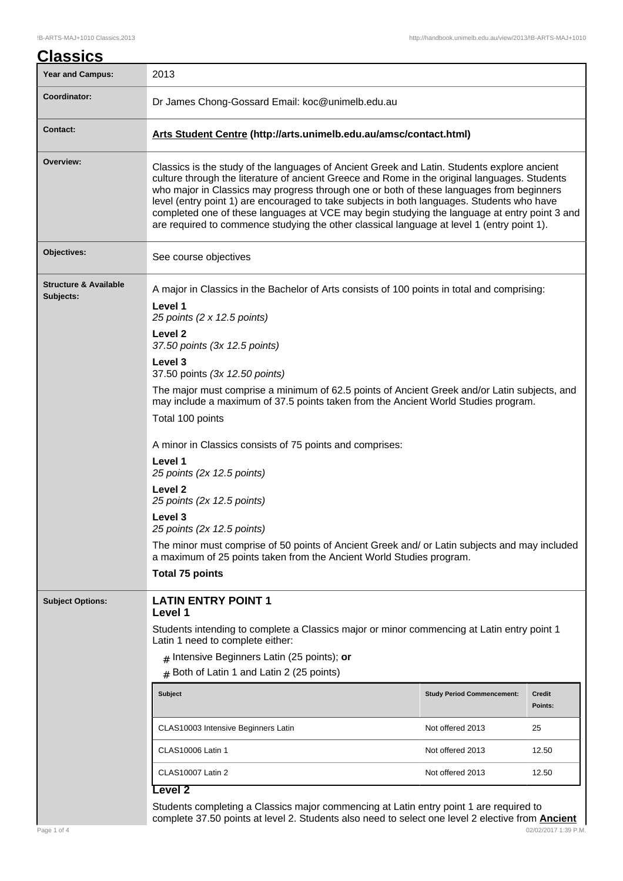# Classics

| Year and Campus: | 2013 |
| --- | --- |
| Coordinator: | Dr James Chong-Gossard Email: koc@unimelb.edu.au |
| Contact: | **Arts Student Centre (http://arts.unimelb.edu.au/amsc/contact.html)** |
| Overview: | Classics is the study of the languages of Ancient Greek and Latin. Students explore ancient culture through the literature of ancient Greece and Rome in the original languages. Students who major in Classics may progress through one or both of these languages from beginners level (entry point 1) are encouraged to take subjects in both languages. Students who have completed one of these languages at VCE may begin studying the language at entry point 3 and are required to commence studying the other classical language at level 1 (entry point 1). |
| Objectives: | See course objectives |

**Structure & Available Subjects:**

A major in Classics in the Bachelor of Arts consists of 100 points in total and comprising:

**Level 1**
*25 points (2 x 12.5 points)*

**Level 2**
*37.50 points (3x 12.5 points)*

**Level 3**
37.50 points *(3x 12.50 points)*

The major must comprise a minimum of 62.5 points of Ancient Greek and/or Latin subjects, and may include a maximum of 37.5 points taken from the Ancient World Studies program.

Total 100 points

A minor in Classics consists of 75 points and comprises:

**Level 1**
*25 points (2x 12.5 points)*

**Level 2**
*25 points (2x 12.5 points)*

**Level 3**
*25 points (2x 12.5 points)*

The minor must comprise of 50 points of Ancient Greek and/ or Latin subjects and may included a maximum of 25 points taken from the Ancient World Studies program.

**Total 75 points**

**Subject Options:**

## LATIN ENTRY POINT 1

### Level 1

Students intending to complete a Classics major or minor commencing at Latin entry point 1 Latin 1 need to complete either:

- Intensive Beginners Latin (25 points); **or**
- Both of Latin 1 and Latin 2 (25 points)

| Subject | Study Period Commencement: | Credit Points: |
| --- | --- | --- |
| CLAS10003 Intensive Beginners Latin | Not offered 2013 | 25 |
| CLAS10006 Latin 1 | Not offered 2013 | 12.50 |
| CLAS10007 Latin 2 | Not offered 2013 | 12.50 |

### Level 2

Students completing a Classics major commencing at Latin entry point 1 are required to complete 37.50 points at level 2. Students also need to select one level 2 elective from **Ancient**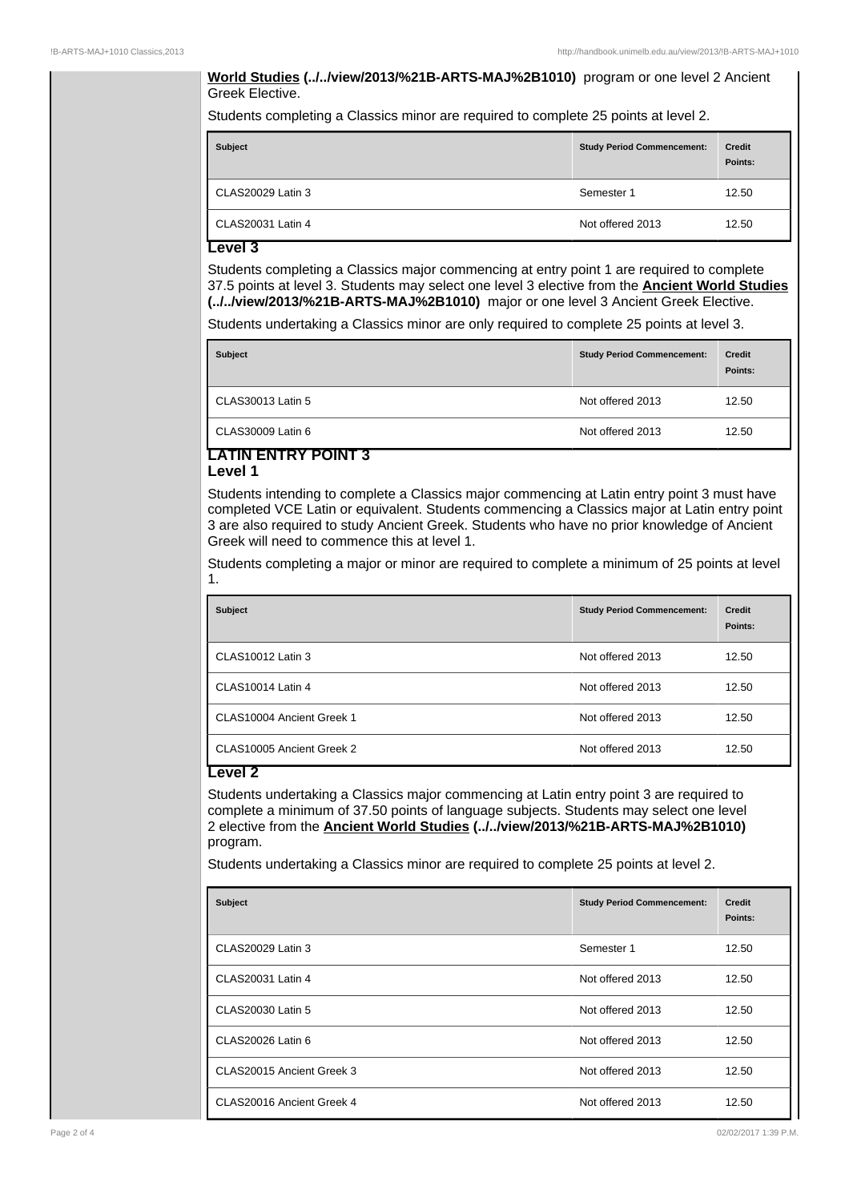**World Studies (../../view/2013/%21B-ARTS-MAJ%2B1010)** program or one level 2 Ancient Greek Elective.

Students completing a Classics minor are required to complete 25 points at level 2.

| Subject | Study Period Commencement: | Credit Points: |
|---|---|---|
| CLAS20029 Latin 3 | Semester 1 | 12.50 |
| CLAS20031 Latin 4 | Not offered 2013 | 12.50 |

### Level 3

Students completing a Classics major commencing at entry point 1 are required to complete 37.5 points at level 3. Students may select one level 3 elective from the **Ancient World Studies (../../view/2013/%21B-ARTS-MAJ%2B1010)** major or one level 3 Ancient Greek Elective.

Students undertaking a Classics minor are only required to complete 25 points at level 3.

| Subject | Study Period Commencement: | Credit Points: |
|---|---|---|
| CLAS30013 Latin 5 | Not offered 2013 | 12.50 |
| CLAS30009 Latin 6 | Not offered 2013 | 12.50 |

## LATIN ENTRY POINT 3

### Level 1

Students intending to complete a Classics major commencing at Latin entry point 3 must have completed VCE Latin or equivalent. Students commencing a Classics major at Latin entry point 3 are also required to study Ancient Greek. Students who have no prior knowledge of Ancient Greek will need to commence this at level 1.

Students completing a major or minor are required to complete a minimum of 25 points at level 1.

| Subject | Study Period Commencement: | Credit Points: |
|---|---|---|
| CLAS10012 Latin 3 | Not offered 2013 | 12.50 |
| CLAS10014 Latin 4 | Not offered 2013 | 12.50 |
| CLAS10004 Ancient Greek 1 | Not offered 2013 | 12.50 |
| CLAS10005 Ancient Greek 2 | Not offered 2013 | 12.50 |

### Level 2

Students undertaking a Classics major commencing at Latin entry point 3 are required to complete a minimum of 37.50 points of language subjects. Students may select one level 2 elective from the **Ancient World Studies (../../view/2013/%21B-ARTS-MAJ%2B1010)** program.

Students undertaking a Classics minor are required to complete 25 points at level 2.

| Subject | Study Period Commencement: | Credit Points: |
|---|---|---|
| CLAS20029 Latin 3 | Semester 1 | 12.50 |
| CLAS20031 Latin 4 | Not offered 2013 | 12.50 |
| CLAS20030 Latin 5 | Not offered 2013 | 12.50 |
| CLAS20026 Latin 6 | Not offered 2013 | 12.50 |
| CLAS20015 Ancient Greek 3 | Not offered 2013 | 12.50 |
| CLAS20016 Ancient Greek 4 | Not offered 2013 | 12.50 |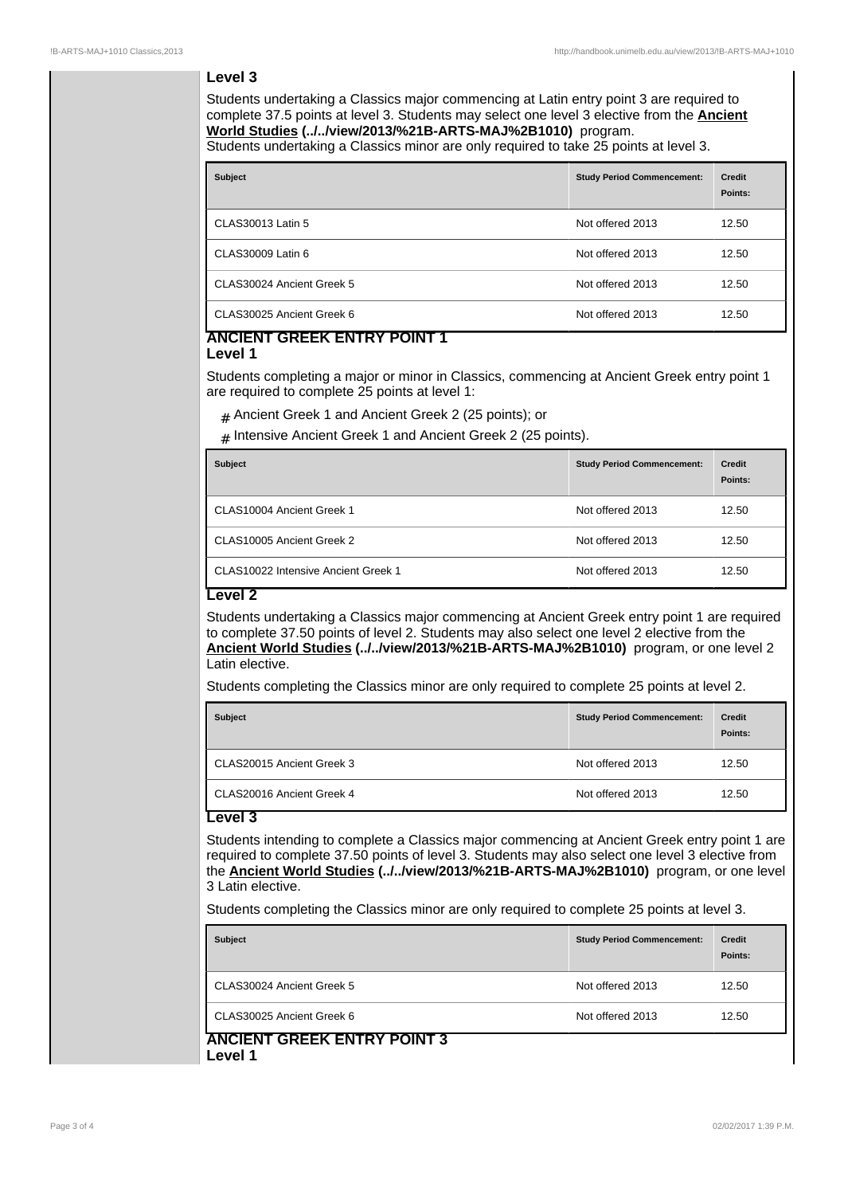### Level 3

Students undertaking a Classics major commencing at Latin entry point 3 are required to complete 37.5 points at level 3. Students may select one level 3 elective from the **Ancient World Studies (../../view/2013/%21B-ARTS-MAJ%2B1010)** program.
Students undertaking a Classics minor are only required to take 25 points at level 3.

| Subject | Study Period Commencement: | Credit Points: |
| --- | --- | --- |
| CLAS30013 Latin 5 | Not offered 2013 | 12.50 |
| CLAS30009 Latin 6 | Not offered 2013 | 12.50 |
| CLAS30024 Ancient Greek 5 | Not offered 2013 | 12.50 |
| CLAS30025 Ancient Greek 6 | Not offered 2013 | 12.50 |

## ANCIENT GREEK ENTRY POINT 1

### Level 1

Students completing a major or minor in Classics, commencing at Ancient Greek entry point 1 are required to complete 25 points at level 1:

- Ancient Greek 1 and Ancient Greek 2 (25 points); or
- Intensive Ancient Greek 1 and Ancient Greek 2 (25 points).

| Subject | Study Period Commencement: | Credit Points: |
| --- | --- | --- |
| CLAS10004 Ancient Greek 1 | Not offered 2013 | 12.50 |
| CLAS10005 Ancient Greek 2 | Not offered 2013 | 12.50 |
| CLAS10022 Intensive Ancient Greek 1 | Not offered 2013 | 12.50 |

### Level 2

Students undertaking a Classics major commencing at Ancient Greek entry point 1 are required to complete 37.50 points of level 2. Students may also select one level 2 elective from the **Ancient World Studies (../../view/2013/%21B-ARTS-MAJ%2B1010)** program, or one level 2 Latin elective.

Students completing the Classics minor are only required to complete 25 points at level 2.

| Subject | Study Period Commencement: | Credit Points: |
| --- | --- | --- |
| CLAS20015 Ancient Greek 3 | Not offered 2013 | 12.50 |
| CLAS20016 Ancient Greek 4 | Not offered 2013 | 12.50 |

### Level 3

Students intending to complete a Classics major commencing at Ancient Greek entry point 1 are required to complete 37.50 points of level 3. Students may also select one level 3 elective from the **Ancient World Studies (../../view/2013/%21B-ARTS-MAJ%2B1010)** program, or one level 3 Latin elective.

Students completing the Classics minor are only required to complete 25 points at level 3.

| Subject | Study Period Commencement: | Credit Points: |
| --- | --- | --- |
| CLAS30024 Ancient Greek 5 | Not offered 2013 | 12.50 |
| CLAS30025 Ancient Greek 6 | Not offered 2013 | 12.50 |

## ANCIENT GREEK ENTRY POINT 3

### Level 1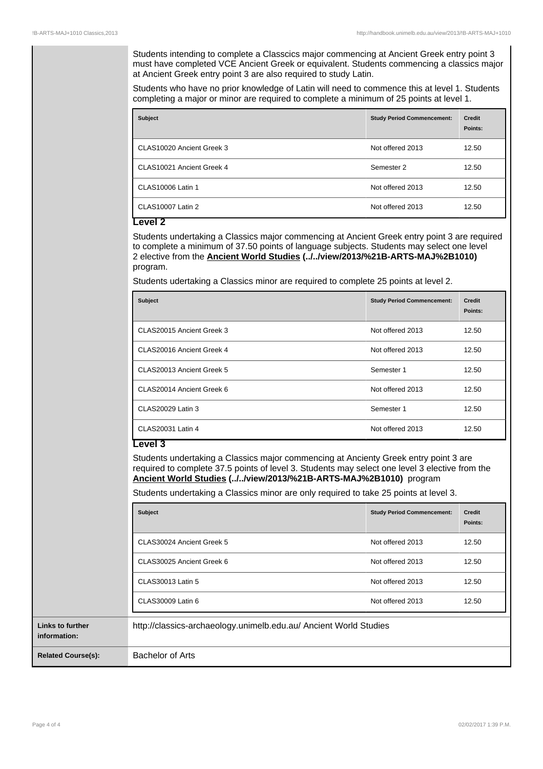Students intending to complete a Classcics major commencing at Ancient Greek entry point 3 must have completed VCE Ancient Greek or equivalent. Students commencing a classics major at Ancient Greek entry point 3 are also required to study Latin.

Students who have no prior knowledge of Latin will need to commence this at level 1. Students completing a major or minor are required to complete a minimum of 25 points at level 1.

| Subject | Study Period Commencement: | Credit Points: |
| --- | --- | --- |
| CLAS10020 Ancient Greek 3 | Not offered 2013 | 12.50 |
| CLAS10021 Ancient Greek 4 | Semester 2 | 12.50 |
| CLAS10006 Latin 1 | Not offered 2013 | 12.50 |
| CLAS10007 Latin 2 | Not offered 2013 | 12.50 |

## Level 2

Students undertaking a Classics major commencing at Ancient Greek entry point 3 are required to complete a minimum of 37.50 points of language subjects. Students may select one level 2 elective from the **Ancient World Studies (../../view/2013/%21B-ARTS-MAJ%2B1010)** program.

Students udertaking a Classics minor are required to complete 25 points at level 2.

| Subject | Study Period Commencement: | Credit Points: |
| --- | --- | --- |
| CLAS20015 Ancient Greek 3 | Not offered 2013 | 12.50 |
| CLAS20016 Ancient Greek 4 | Not offered 2013 | 12.50 |
| CLAS20013 Ancient Greek 5 | Semester 1 | 12.50 |
| CLAS20014 Ancient Greek 6 | Not offered 2013 | 12.50 |
| CLAS20029 Latin 3 | Semester 1 | 12.50 |
| CLAS20031 Latin 4 | Not offered 2013 | 12.50 |

## Level 3

Students undertaking a Classics major commencing at Ancienty Greek entry point 3 are required to complete 37.5 points of level 3. Students may select one level 3 elective from the **Ancient World Studies (../../view/2013/%21B-ARTS-MAJ%2B1010)** program

Students undertaking a Classics minor are only required to take 25 points at level 3.

| Subject | Study Period Commencement: | Credit Points: |
| --- | --- | --- |
| CLAS30024 Ancient Greek 5 | Not offered 2013 | 12.50 |
| CLAS30025 Ancient Greek 6 | Not offered 2013 | 12.50 |
| CLAS30013 Latin 5 | Not offered 2013 | 12.50 |
| CLAS30009 Latin 6 | Not offered 2013 | 12.50 |

| | |
| --- | --- |
| **Links to further information:** | http://classics-archaeology.unimelb.edu.au/ Ancient World Studies |
| **Related Course(s):** | Bachelor of Arts |